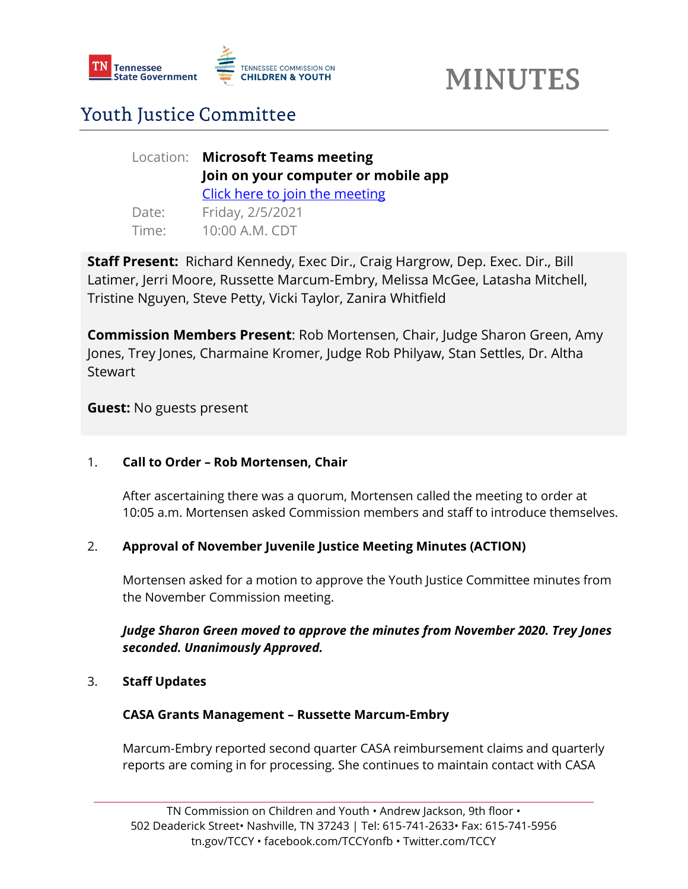Tennessee State Government | Tennessee Commission on Children & Youth

# MINUTES

## Youth Justice Committee

Location: **Microsoft Teams meeting**
**Join on your computer or mobile app**
[Click here to join the meeting]

Date: Friday, 2/5/2021

Time: 10:00 A.M. CDT

**Staff Present:** Richard Kennedy, Exec Dir., Craig Hargrow, Dep. Exec. Dir., Bill Latimer, Jerri Moore, Russette Marcum-Embry, Melissa McGee, Latasha Mitchell, Tristine Nguyen, Steve Petty, Vicki Taylor, Zanira Whitfield

**Commission Members Present**: Rob Mortensen, Chair, Judge Sharon Green, Amy Jones, Trey Jones, Charmaine Kromer, Judge Rob Philyaw, Stan Settles, Dr. Altha Stewart

**Guest:** No guests present

1. **Call to Order – Rob Mortensen, Chair**

   After ascertaining there was a quorum, Mortensen called the meeting to order at 10:05 a.m. Mortensen asked Commission members and staff to introduce themselves.

2. **Approval of November Juvenile Justice Meeting Minutes (ACTION)**

   Mortensen asked for a motion to approve the Youth Justice Committee minutes from the November Commission meeting.

   ***Judge Sharon Green moved to approve the minutes from November 2020. Trey Jones seconded. Unanimously Approved.***

3. **Staff Updates**

   **CASA Grants Management – Russette Marcum-Embry**

   Marcum-Embry reported second quarter CASA reimbursement claims and quarterly reports are coming in for processing. She continues to maintain contact with CASA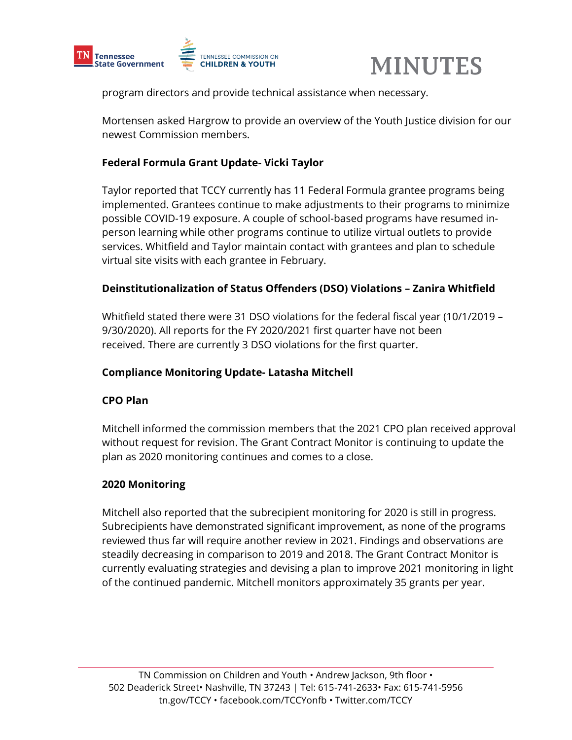program directors and provide technical assistance when necessary.

Mortensen asked Hargrow to provide an overview of the Youth Justice division for our newest Commission members.

**Federal Formula Grant Update- Vicki Taylor**

Taylor reported that TCCY currently has 11 Federal Formula grantee programs being implemented. Grantees continue to make adjustments to their programs to minimize possible COVID-19 exposure. A couple of school-based programs have resumed in-person learning while other programs continue to utilize virtual outlets to provide services. Whitfield and Taylor maintain contact with grantees and plan to schedule virtual site visits with each grantee in February.

**Deinstitutionalization of Status Offenders (DSO) Violations – Zanira Whitfield**

Whitfield stated there were 31 DSO violations for the federal fiscal year (10/1/2019 – 9/30/2020). All reports for the FY 2020/2021 first quarter have not been received. There are currently 3 DSO violations for the first quarter.

**Compliance Monitoring Update- Latasha Mitchell**

**CPO Plan**

Mitchell informed the commission members that the 2021 CPO plan received approval without request for revision. The Grant Contract Monitor is continuing to update the plan as 2020 monitoring continues and comes to a close.

**2020 Monitoring**

Mitchell also reported that the subrecipient monitoring for 2020 is still in progress. Subrecipients have demonstrated significant improvement, as none of the programs reviewed thus far will require another review in 2021. Findings and observations are steadily decreasing in comparison to 2019 and 2018. The Grant Contract Monitor is currently evaluating strategies and devising a plan to improve 2021 monitoring in light of the continued pandemic. Mitchell monitors approximately 35 grants per year.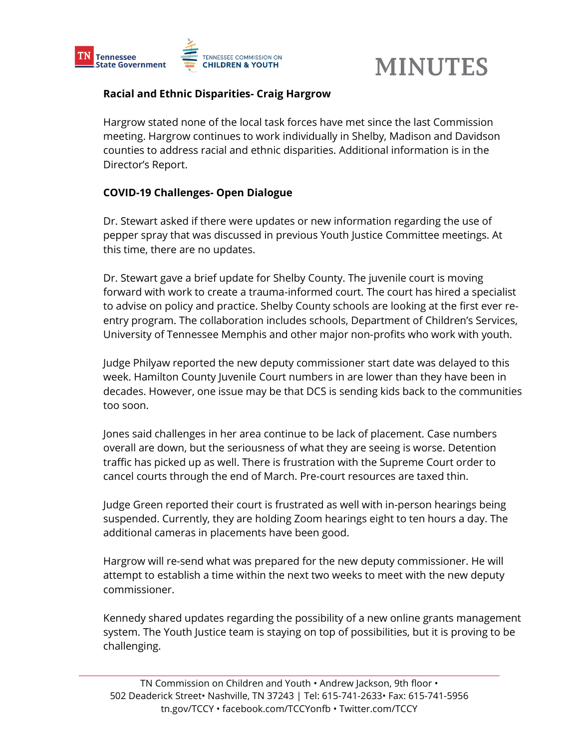**Racial and Ethnic Disparities- Craig Hargrow**

Hargrow stated none of the local task forces have met since the last Commission meeting. Hargrow continues to work individually in Shelby, Madison and Davidson counties to address racial and ethnic disparities. Additional information is in the Director's Report.

**COVID-19 Challenges- Open Dialogue**

Dr. Stewart asked if there were updates or new information regarding the use of pepper spray that was discussed in previous Youth Justice Committee meetings. At this time, there are no updates.

Dr. Stewart gave a brief update for Shelby County. The juvenile court is moving forward with work to create a trauma-informed court. The court has hired a specialist to advise on policy and practice. Shelby County schools are looking at the first ever re-entry program. The collaboration includes schools, Department of Children's Services, University of Tennessee Memphis and other major non-profits who work with youth.

Judge Philyaw reported the new deputy commissioner start date was delayed to this week. Hamilton County Juvenile Court numbers in are lower than they have been in decades. However, one issue may be that DCS is sending kids back to the communities too soon.

Jones said challenges in her area continue to be lack of placement. Case numbers overall are down, but the seriousness of what they are seeing is worse. Detention traffic has picked up as well. There is frustration with the Supreme Court order to cancel courts through the end of March. Pre-court resources are taxed thin.

Judge Green reported their court is frustrated as well with in-person hearings being suspended. Currently, they are holding Zoom hearings eight to ten hours a day. The additional cameras in placements have been good.

Hargrow will re-send what was prepared for the new deputy commissioner. He will attempt to establish a time within the next two weeks to meet with the new deputy commissioner.

Kennedy shared updates regarding the possibility of a new online grants management system. The Youth Justice team is staying on top of possibilities, but it is proving to be challenging.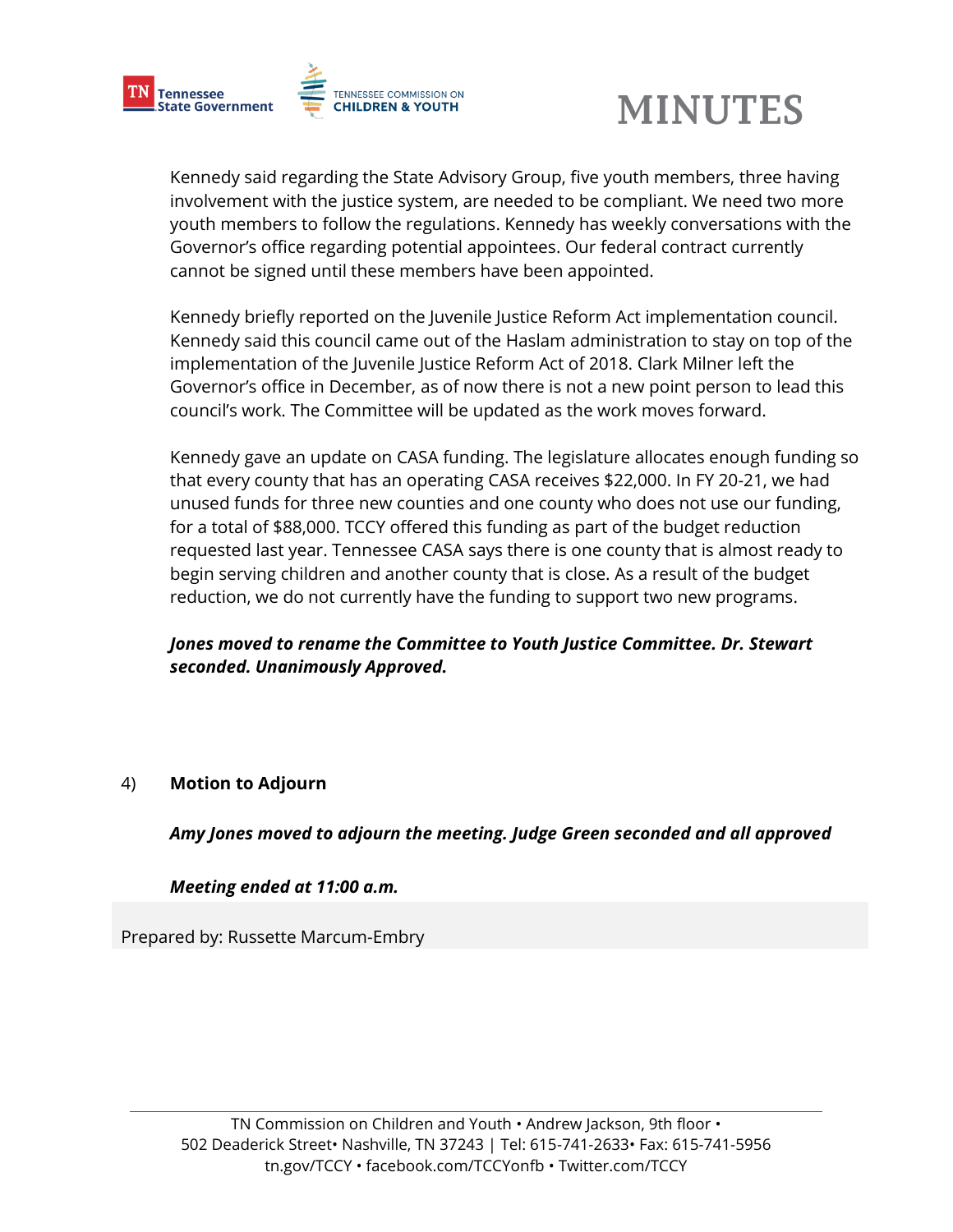Kennedy said regarding the State Advisory Group, five youth members, three having involvement with the justice system, are needed to be compliant. We need two more youth members to follow the regulations. Kennedy has weekly conversations with the Governor's office regarding potential appointees. Our federal contract currently cannot be signed until these members have been appointed.

Kennedy briefly reported on the Juvenile Justice Reform Act implementation council. Kennedy said this council came out of the Haslam administration to stay on top of the implementation of the Juvenile Justice Reform Act of 2018. Clark Milner left the Governor's office in December, as of now there is not a new point person to lead this council's work. The Committee will be updated as the work moves forward.

Kennedy gave an update on CASA funding. The legislature allocates enough funding so that every county that has an operating CASA receives $22,000. In FY 20-21, we had unused funds for three new counties and one county who does not use our funding, for a total of $88,000. TCCY offered this funding as part of the budget reduction requested last year. Tennessee CASA says there is one county that is almost ready to begin serving children and another county that is close. As a result of the budget reduction, we do not currently have the funding to support two new programs.

***Jones moved to rename the Committee to Youth Justice Committee. Dr. Stewart seconded. Unanimously Approved.***

4) **Motion to Adjourn**

***Amy Jones moved to adjourn the meeting. Judge Green seconded and all approved***

***Meeting ended at 11:00 a.m.***

Prepared by: Russette Marcum-Embry